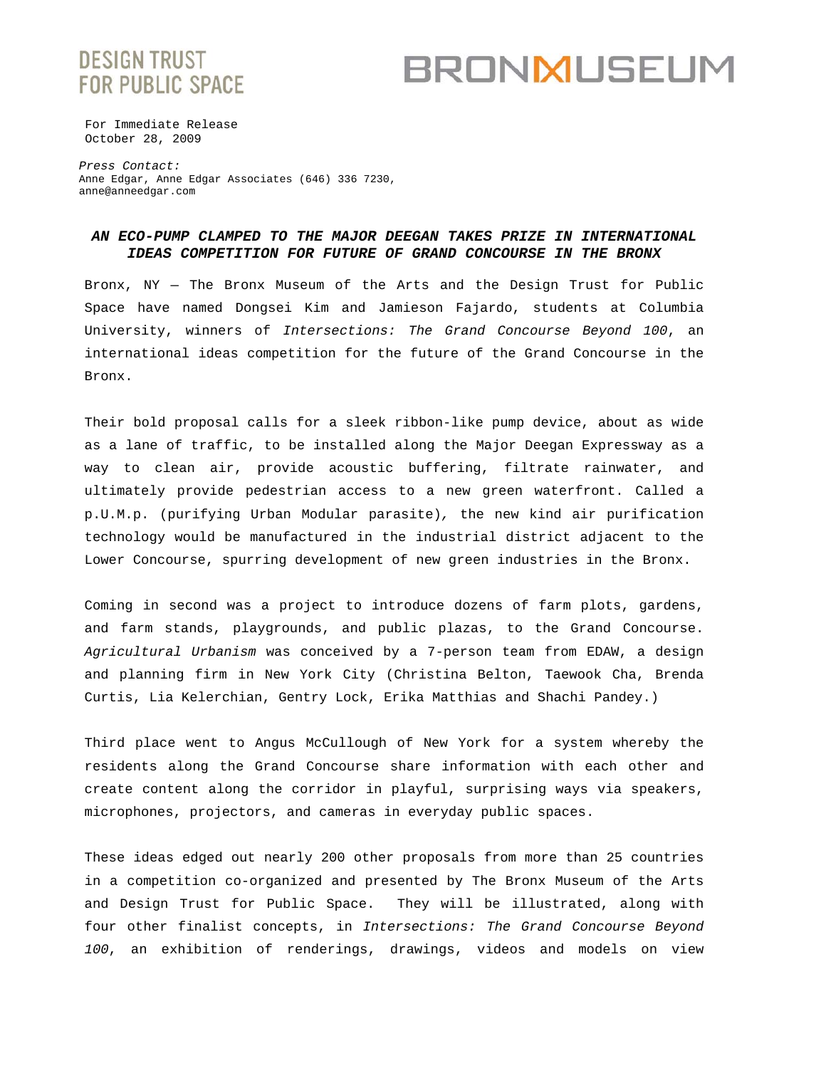DESIGN TRUST FOR PUBLIC SPACE

BRONXMUSEUM

For Immediate Release
October 28, 2009

*Press Contact:*
Anne Edgar, Anne Edgar Associates (646) 336 7230,
anne@anneedgar.com

## *AN ECO-PUMP CLAMPED TO THE MAJOR DEEGAN TAKES PRIZE IN INTERNATIONAL IDEAS COMPETITION FOR FUTURE OF GRAND CONCOURSE IN THE BRONX*

Bronx, NY — The Bronx Museum of the Arts and the Design Trust for Public Space have named Dongsei Kim and Jamieson Fajardo, students at Columbia University, winners of *Intersections: The Grand Concourse Beyond 100*, an international ideas competition for the future of the Grand Concourse in the Bronx.

Their bold proposal calls for a sleek ribbon-like pump device, about as wide as a lane of traffic, to be installed along the Major Deegan Expressway as a way to clean air, provide acoustic buffering, filtrate rainwater, and ultimately provide pedestrian access to a new green waterfront. Called a p.U.M.p. (purifying Urban Modular parasite), the new kind air purification technology would be manufactured in the industrial district adjacent to the Lower Concourse, spurring development of new green industries in the Bronx.

Coming in second was a project to introduce dozens of farm plots, gardens, and farm stands, playgrounds, and public plazas, to the Grand Concourse. *Agricultural Urbanism* was conceived by a 7-person team from EDAW, a design and planning firm in New York City (Christina Belton, Taewook Cha, Brenda Curtis, Lia Kelerchian, Gentry Lock, Erika Matthias and Shachi Pandey.)

Third place went to Angus McCullough of New York for a system whereby the residents along the Grand Concourse share information with each other and create content along the corridor in playful, surprising ways via speakers, microphones, projectors, and cameras in everyday public spaces.

These ideas edged out nearly 200 other proposals from more than 25 countries in a competition co-organized and presented by The Bronx Museum of the Arts and Design Trust for Public Space. They will be illustrated, along with four other finalist concepts, in *Intersections: The Grand Concourse Beyond 100*, an exhibition of renderings, drawings, videos and models on view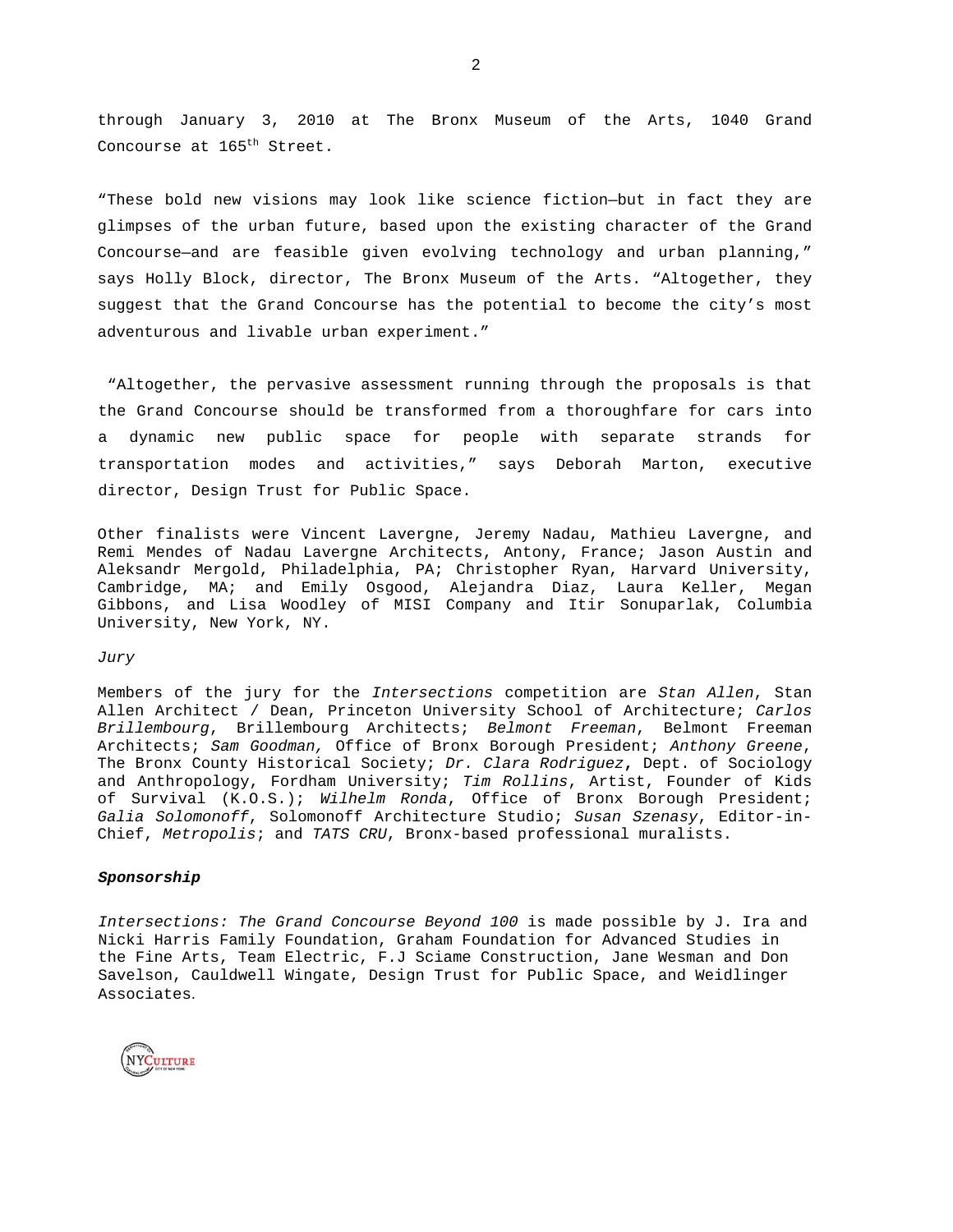through January 3, 2010 at The Bronx Museum of the Arts, 1040 Grand Concourse at 165th Street.

"These bold new visions may look like science fiction—but in fact they are glimpses of the urban future, based upon the existing character of the Grand Concourse—and are feasible given evolving technology and urban planning," says Holly Block, director, The Bronx Museum of the Arts. "Altogether, they suggest that the Grand Concourse has the potential to become the city's most adventurous and livable urban experiment."

"Altogether, the pervasive assessment running through the proposals is that the Grand Concourse should be transformed from a thoroughfare for cars into a dynamic new public space for people with separate strands for transportation modes and activities," says Deborah Marton, executive director, Design Trust for Public Space.

Other finalists were Vincent Lavergne, Jeremy Nadau, Mathieu Lavergne, and Remi Mendes of Nadau Lavergne Architects, Antony, France; Jason Austin and Aleksandr Mergold, Philadelphia, PA; Christopher Ryan, Harvard University, Cambridge, MA; and Emily Osgood, Alejandra Diaz, Laura Keller, Megan Gibbons, and Lisa Woodley of MISI Company and Itir Sonuparlak, Columbia University, New York, NY.

*Jury*

Members of the jury for the *Intersections* competition are *Stan Allen*, Stan Allen Architect / Dean, Princeton University School of Architecture; *Carlos Brillembourg*, Brillembourg Architects; *Belmont Freeman*, Belmont Freeman Architects; *Sam Goodman,* Office of Bronx Borough President; *Anthony Greene*, The Bronx County Historical Society; *Dr. Clara Rodriguez*, Dept. of Sociology and Anthropology, Fordham University; *Tim Rollins*, Artist, Founder of Kids of Survival (K.O.S.); *Wilhelm Ronda*, Office of Bronx Borough President; *Galia Solomonoff*, Solomonoff Architecture Studio; *Susan Szenasy*, Editor-in-Chief, *Metropolis*; and *TATS CRU*, Bronx-based professional muralists.

***Sponsorship***

*Intersections: The Grand Concourse Beyond 100* is made possible by J. Ira and Nicki Harris Family Foundation, Graham Foundation for Advanced Studies in the Fine Arts, Team Electric, F.J Sciame Construction, Jane Wesman and Don Savelson, Cauldwell Wingate, Design Trust for Public Space, and Weidlinger Associates.

NYCulture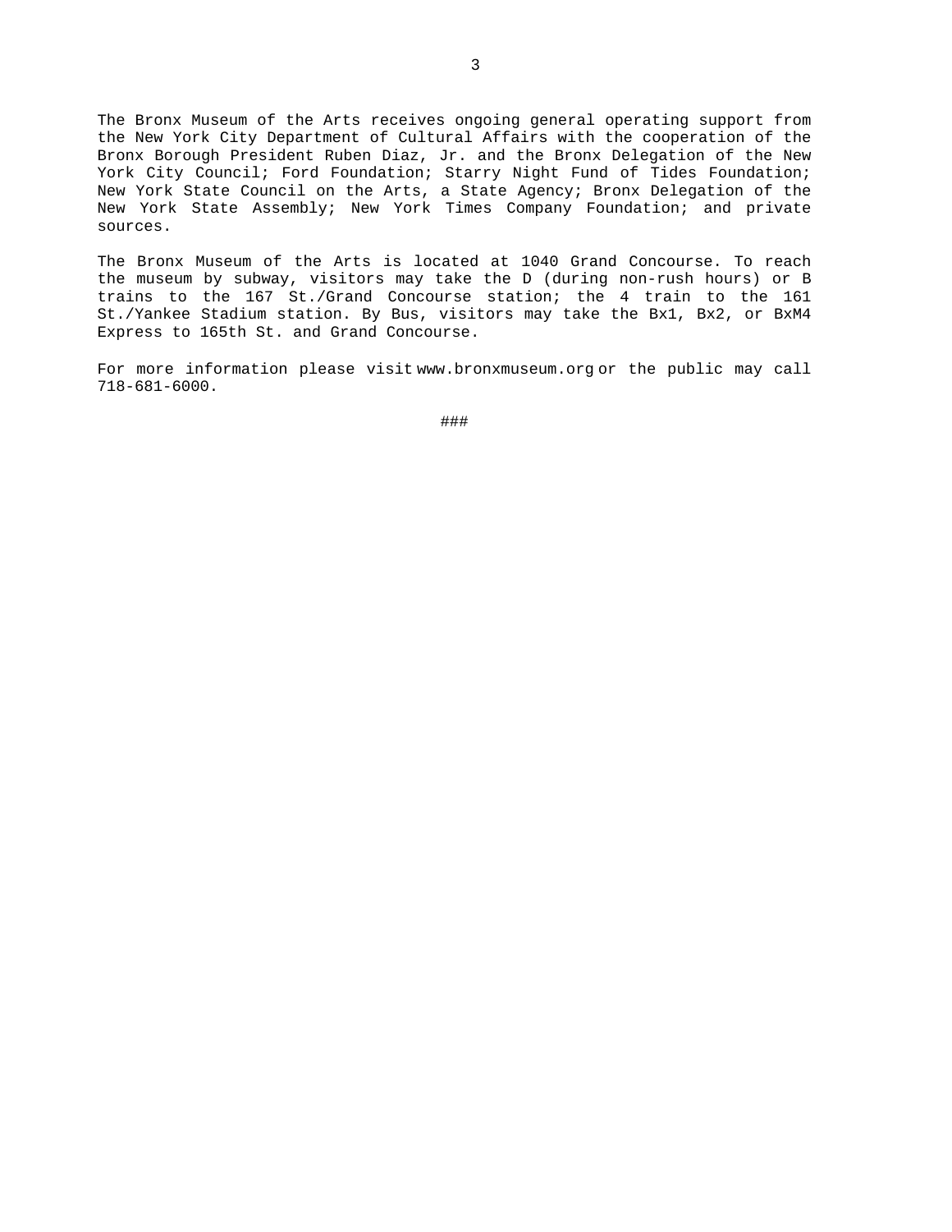The Bronx Museum of the Arts receives ongoing general operating support from the New York City Department of Cultural Affairs with the cooperation of the Bronx Borough President Ruben Diaz, Jr. and the Bronx Delegation of the New York City Council; Ford Foundation; Starry Night Fund of Tides Foundation; New York State Council on the Arts, a State Agency; Bronx Delegation of the New York State Assembly; New York Times Company Foundation; and private sources.

The Bronx Museum of the Arts is located at 1040 Grand Concourse. To reach the museum by subway, visitors may take the D (during non-rush hours) or B trains to the 167 St./Grand Concourse station; the 4 train to the 161 St./Yankee Stadium station. By Bus, visitors may take the Bx1, Bx2, or BxM4 Express to 165th St. and Grand Concourse.

For more information please visit www.bronxmuseum.org or the public may call 718-681-6000.

###